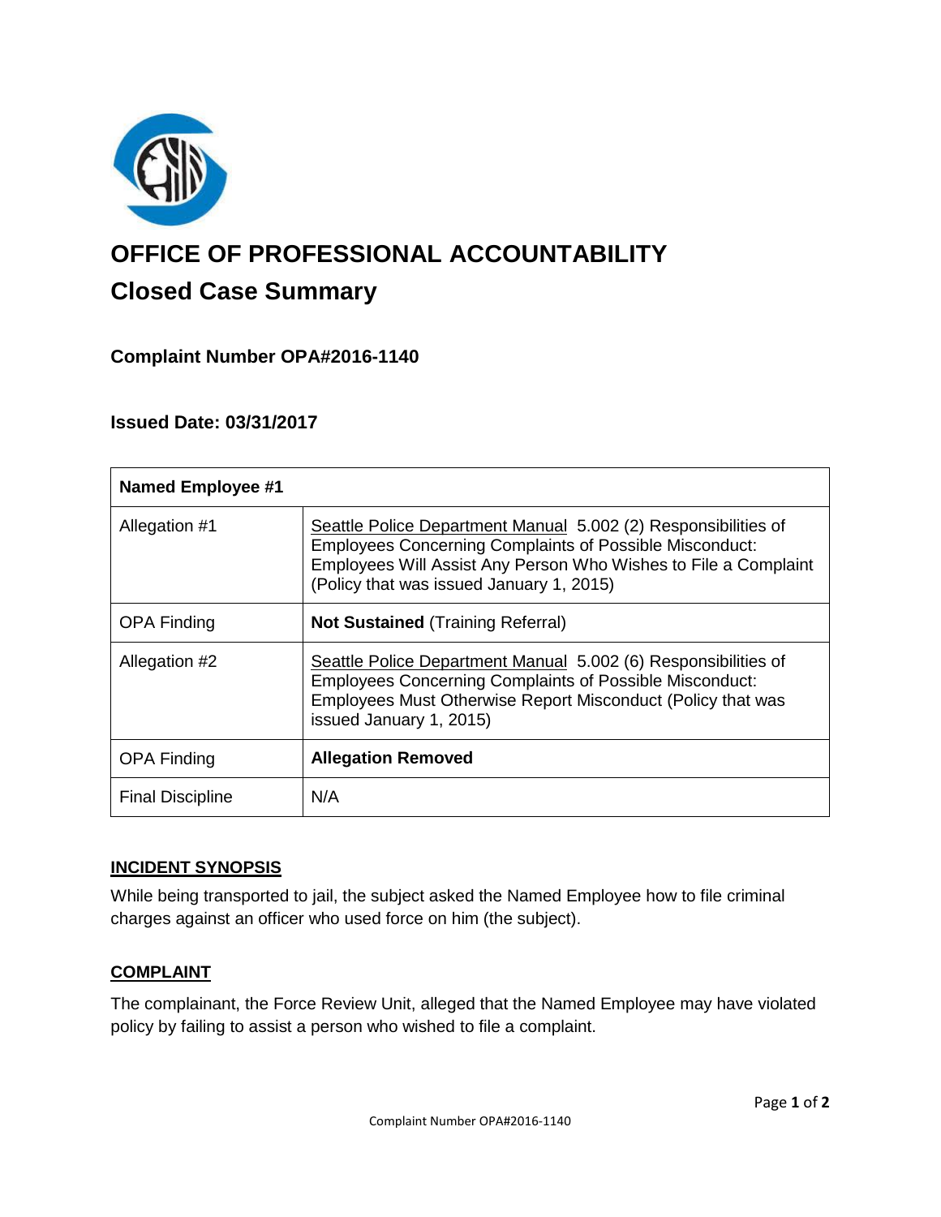# OFFICE OF PROFESSIONAL ACCOUNTABILITY

## Closed Case Summary

### Complaint Number OPA#2016-1140

### Issued Date: 03/31/2017

| **Named Employee #1** | |
|---|---|
| Allegation #1 | Seattle Police Department Manual 5.002 (2) Responsibilities of Employees Concerning Complaints of Possible Misconduct: Employees Will Assist Any Person Who Wishes to File a Complaint (Policy that was issued January 1, 2015) |
| OPA Finding | **Not Sustained** (Training Referral) |
| Allegation #2 | Seattle Police Department Manual 5.002 (6) Responsibilities of Employees Concerning Complaints of Possible Misconduct: Employees Must Otherwise Report Misconduct (Policy that was issued January 1, 2015) |
| OPA Finding | **Allegation Removed** |
| Final Discipline | N/A |

## INCIDENT SYNOPSIS

While being transported to jail, the subject asked the Named Employee how to file criminal charges against an officer who used force on him (the subject).

## COMPLAINT

The complainant, the Force Review Unit, alleged that the Named Employee may have violated policy by failing to assist a person who wished to file a complaint.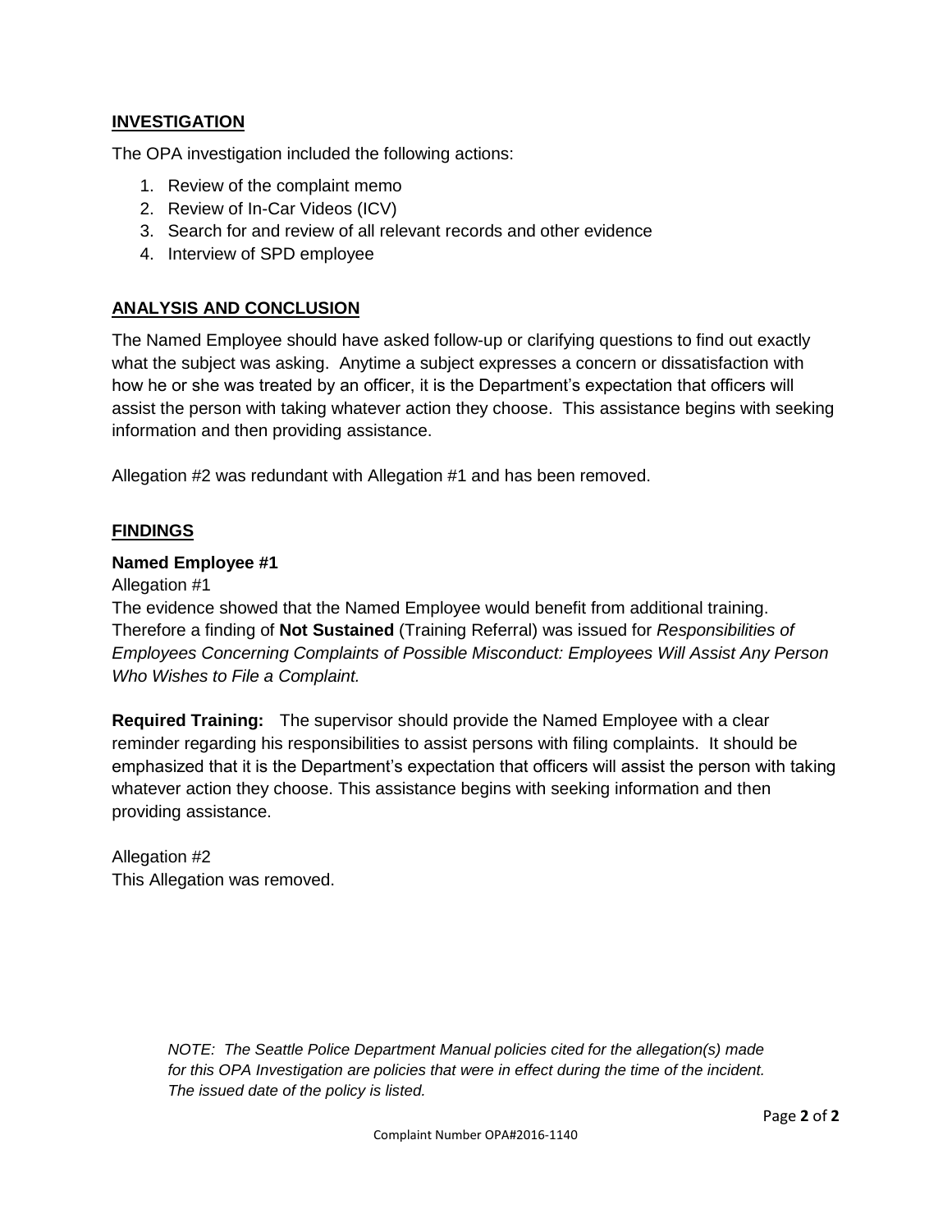## INVESTIGATION

The OPA investigation included the following actions:

1. Review of the complaint memo
2. Review of In-Car Videos (ICV)
3. Search for and review of all relevant records and other evidence
4. Interview of SPD employee

## ANALYSIS AND CONCLUSION

The Named Employee should have asked follow-up or clarifying questions to find out exactly what the subject was asking. Anytime a subject expresses a concern or dissatisfaction with how he or she was treated by an officer, it is the Department's expectation that officers will assist the person with taking whatever action they choose. This assistance begins with seeking information and then providing assistance.

Allegation #2 was redundant with Allegation #1 and has been removed.

## FINDINGS

### Named Employee #1

Allegation #1

The evidence showed that the Named Employee would benefit from additional training. Therefore a finding of **Not Sustained** (Training Referral) was issued for *Responsibilities of Employees Concerning Complaints of Possible Misconduct: Employees Will Assist Any Person Who Wishes to File a Complaint.*

**Required Training:** The supervisor should provide the Named Employee with a clear reminder regarding his responsibilities to assist persons with filing complaints. It should be emphasized that it is the Department's expectation that officers will assist the person with taking whatever action they choose. This assistance begins with seeking information and then providing assistance.

Allegation #2

This Allegation was removed.

*NOTE: The Seattle Police Department Manual policies cited for the allegation(s) made for this OPA Investigation are policies that were in effect during the time of the incident. The issued date of the policy is listed.*

Complaint Number OPA#2016-1140